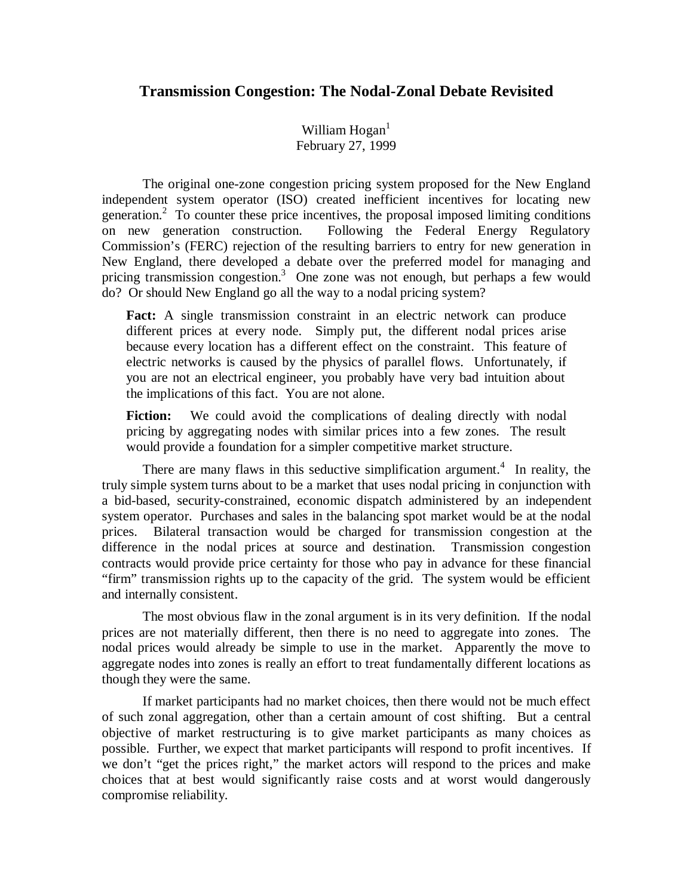# Transmission Congestion: The Nodal-Zonal Debate Revisited

William Hogan[1]
February 27, 1999

The original one-zone congestion pricing system proposed for the New England independent system operator (ISO) created inefficient incentives for locating new generation.[2] To counter these price incentives, the proposal imposed limiting conditions on new generation construction. Following the Federal Energy Regulatory Commission's (FERC) rejection of the resulting barriers to entry for new generation in New England, there developed a debate over the preferred model for managing and pricing transmission congestion.[3] One zone was not enough, but perhaps a few would do? Or should New England go all the way to a nodal pricing system?

> **Fact:** A single transmission constraint in an electric network can produce different prices at every node. Simply put, the different nodal prices arise because every location has a different effect on the constraint. This feature of electric networks is caused by the physics of parallel flows. Unfortunately, if you are not an electrical engineer, you probably have very bad intuition about the implications of this fact. You are not alone.

> **Fiction:** We could avoid the complications of dealing directly with nodal pricing by aggregating nodes with similar prices into a few zones. The result would provide a foundation for a simpler competitive market structure.

There are many flaws in this seductive simplification argument.[4] In reality, the truly simple system turns about to be a market that uses nodal pricing in conjunction with a bid-based, security-constrained, economic dispatch administered by an independent system operator. Purchases and sales in the balancing spot market would be at the nodal prices. Bilateral transaction would be charged for transmission congestion at the difference in the nodal prices at source and destination. Transmission congestion contracts would provide price certainty for those who pay in advance for these financial "firm" transmission rights up to the capacity of the grid. The system would be efficient and internally consistent.

The most obvious flaw in the zonal argument is in its very definition. If the nodal prices are not materially different, then there is no need to aggregate into zones. The nodal prices would already be simple to use in the market. Apparently the move to aggregate nodes into zones is really an effort to treat fundamentally different locations as though they were the same.

If market participants had no market choices, then there would not be much effect of such zonal aggregation, other than a certain amount of cost shifting. But a central objective of market restructuring is to give market participants as many choices as possible. Further, we expect that market participants will respond to profit incentives. If we don't "get the prices right," the market actors will respond to the prices and make choices that at best would significantly raise costs and at worst would dangerously compromise reliability.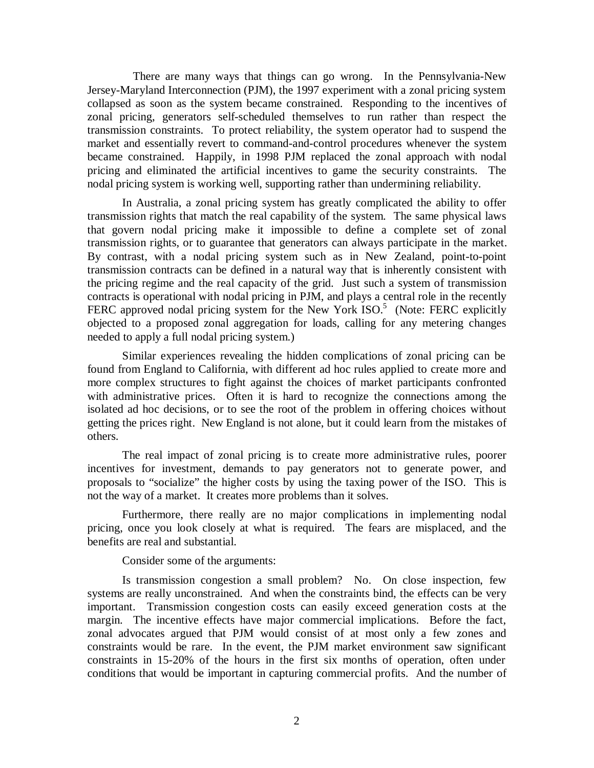There are many ways that things can go wrong. In the Pennsylvania-New Jersey-Maryland Interconnection (PJM), the 1997 experiment with a zonal pricing system collapsed as soon as the system became constrained. Responding to the incentives of zonal pricing, generators self-scheduled themselves to run rather than respect the transmission constraints. To protect reliability, the system operator had to suspend the market and essentially revert to command-and-control procedures whenever the system became constrained. Happily, in 1998 PJM replaced the zonal approach with nodal pricing and eliminated the artificial incentives to game the security constraints. The nodal pricing system is working well, supporting rather than undermining reliability.

In Australia, a zonal pricing system has greatly complicated the ability to offer transmission rights that match the real capability of the system. The same physical laws that govern nodal pricing make it impossible to define a complete set of zonal transmission rights, or to guarantee that generators can always participate in the market. By contrast, with a nodal pricing system such as in New Zealand, point-to-point transmission contracts can be defined in a natural way that is inherently consistent with the pricing regime and the real capacity of the grid. Just such a system of transmission contracts is operational with nodal pricing in PJM, and plays a central role in the recently FERC approved nodal pricing system for the New York ISO.[5] (Note: FERC explicitly objected to a proposed zonal aggregation for loads, calling for any metering changes needed to apply a full nodal pricing system.)

Similar experiences revealing the hidden complications of zonal pricing can be found from England to California, with different ad hoc rules applied to create more and more complex structures to fight against the choices of market participants confronted with administrative prices. Often it is hard to recognize the connections among the isolated ad hoc decisions, or to see the root of the problem in offering choices without getting the prices right. New England is not alone, but it could learn from the mistakes of others.

The real impact of zonal pricing is to create more administrative rules, poorer incentives for investment, demands to pay generators not to generate power, and proposals to "socialize" the higher costs by using the taxing power of the ISO. This is not the way of a market. It creates more problems than it solves.

Furthermore, there really are no major complications in implementing nodal pricing, once you look closely at what is required. The fears are misplaced, and the benefits are real and substantial.

Consider some of the arguments:

Is transmission congestion a small problem? No. On close inspection, few systems are really unconstrained. And when the constraints bind, the effects can be very important. Transmission congestion costs can easily exceed generation costs at the margin. The incentive effects have major commercial implications. Before the fact, zonal advocates argued that PJM would consist of at most only a few zones and constraints would be rare. In the event, the PJM market environment saw significant constraints in 15-20% of the hours in the first six months of operation, often under conditions that would be important in capturing commercial profits. And the number of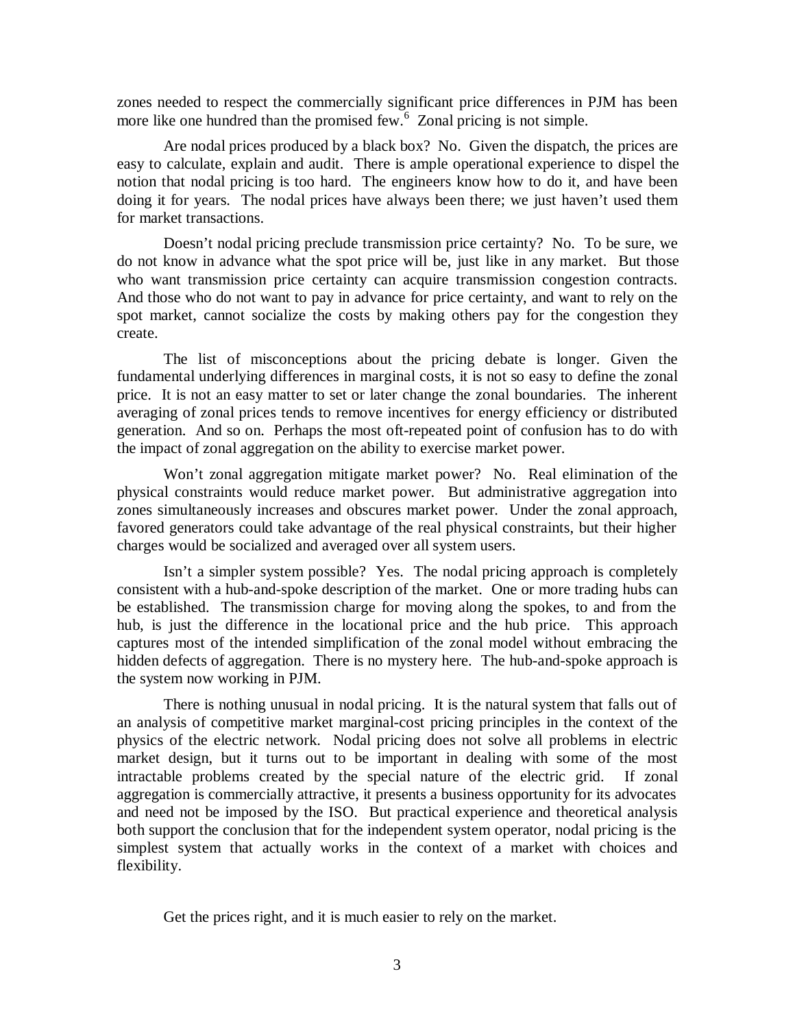zones needed to respect the commercially significant price differences in PJM has been more like one hundred than the promised few.[6] Zonal pricing is not simple.

Are nodal prices produced by a black box? No. Given the dispatch, the prices are easy to calculate, explain and audit. There is ample operational experience to dispel the notion that nodal pricing is too hard. The engineers know how to do it, and have been doing it for years. The nodal prices have always been there; we just haven't used them for market transactions.

Doesn't nodal pricing preclude transmission price certainty? No. To be sure, we do not know in advance what the spot price will be, just like in any market. But those who want transmission price certainty can acquire transmission congestion contracts. And those who do not want to pay in advance for price certainty, and want to rely on the spot market, cannot socialize the costs by making others pay for the congestion they create.

The list of misconceptions about the pricing debate is longer. Given the fundamental underlying differences in marginal costs, it is not so easy to define the zonal price. It is not an easy matter to set or later change the zonal boundaries. The inherent averaging of zonal prices tends to remove incentives for energy efficiency or distributed generation. And so on. Perhaps the most oft-repeated point of confusion has to do with the impact of zonal aggregation on the ability to exercise market power.

Won't zonal aggregation mitigate market power? No. Real elimination of the physical constraints would reduce market power. But administrative aggregation into zones simultaneously increases and obscures market power. Under the zonal approach, favored generators could take advantage of the real physical constraints, but their higher charges would be socialized and averaged over all system users.

Isn't a simpler system possible? Yes. The nodal pricing approach is completely consistent with a hub-and-spoke description of the market. One or more trading hubs can be established. The transmission charge for moving along the spokes, to and from the hub, is just the difference in the locational price and the hub price. This approach captures most of the intended simplification of the zonal model without embracing the hidden defects of aggregation. There is no mystery here. The hub-and-spoke approach is the system now working in PJM.

There is nothing unusual in nodal pricing. It is the natural system that falls out of an analysis of competitive market marginal-cost pricing principles in the context of the physics of the electric network. Nodal pricing does not solve all problems in electric market design, but it turns out to be important in dealing with some of the most intractable problems created by the special nature of the electric grid. If zonal aggregation is commercially attractive, it presents a business opportunity for its advocates and need not be imposed by the ISO. But practical experience and theoretical analysis both support the conclusion that for the independent system operator, nodal pricing is the simplest system that actually works in the context of a market with choices and flexibility.

Get the prices right, and it is much easier to rely on the market.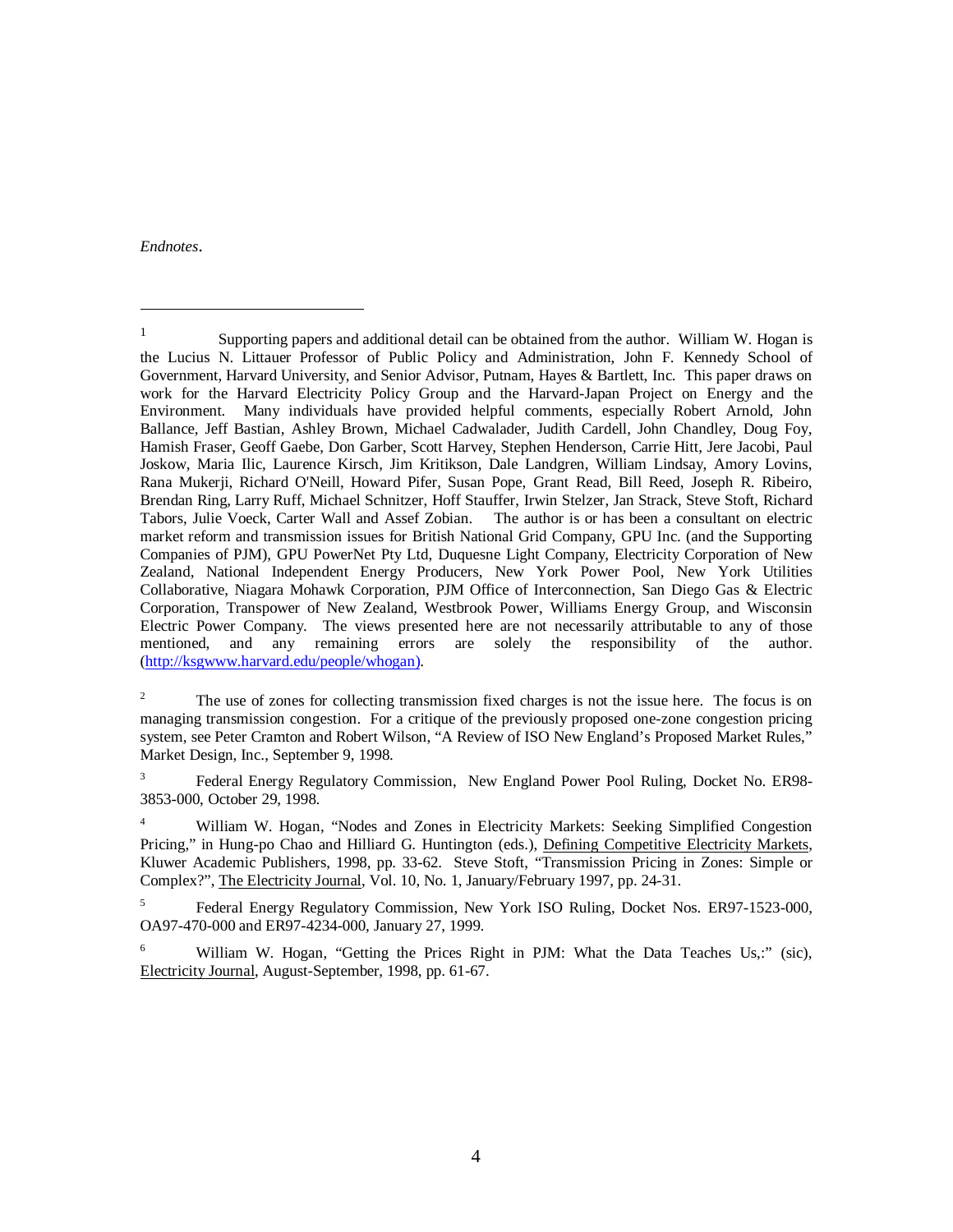*Endnotes*.

---

[1] Supporting papers and additional detail can be obtained from the author. William W. Hogan is the Lucius N. Littauer Professor of Public Policy and Administration, John F. Kennedy School of Government, Harvard University, and Senior Advisor, Putnam, Hayes & Bartlett, Inc. This paper draws on work for the Harvard Electricity Policy Group and the Harvard-Japan Project on Energy and the Environment. Many individuals have provided helpful comments, especially Robert Arnold, John Ballance, Jeff Bastian, Ashley Brown, Michael Cadwalader, Judith Cardell, John Chandley, Doug Foy, Hamish Fraser, Geoff Gaebe, Don Garber, Scott Harvey, Stephen Henderson, Carrie Hitt, Jere Jacobi, Paul Joskow, Maria Ilic, Laurence Kirsch, Jim Kritikson, Dale Landgren, William Lindsay, Amory Lovins, Rana Mukerji, Richard O'Neill, Howard Pifer, Susan Pope, Grant Read, Bill Reed, Joseph R. Ribeiro, Brendan Ring, Larry Ruff, Michael Schnitzer, Hoff Stauffer, Irwin Stelzer, Jan Strack, Steve Stoft, Richard Tabors, Julie Voeck, Carter Wall and Assef Zobian. The author is or has been a consultant on electric market reform and transmission issues for British National Grid Company, GPU Inc. (and the Supporting Companies of PJM), GPU PowerNet Pty Ltd, Duquesne Light Company, Electricity Corporation of New Zealand, National Independent Energy Producers, New York Power Pool, New York Utilities Collaborative, Niagara Mohawk Corporation, PJM Office of Interconnection, San Diego Gas & Electric Corporation, Transpower of New Zealand, Westbrook Power, Williams Energy Group, and Wisconsin Electric Power Company. The views presented here are not necessarily attributable to any of those mentioned, and any remaining errors are solely the responsibility of the author. (http://ksgwww.harvard.edu/people/whogan).

[2] The use of zones for collecting transmission fixed charges is not the issue here. The focus is on managing transmission congestion. For a critique of the previously proposed one-zone congestion pricing system, see Peter Cramton and Robert Wilson, "A Review of ISO New England's Proposed Market Rules," Market Design, Inc., September 9, 1998.

[3] Federal Energy Regulatory Commission, New England Power Pool Ruling, Docket No. ER98-3853-000, October 29, 1998.

[4] William W. Hogan, "Nodes and Zones in Electricity Markets: Seeking Simplified Congestion Pricing," in Hung-po Chao and Hilliard G. Huntington (eds.), Defining Competitive Electricity Markets, Kluwer Academic Publishers, 1998, pp. 33-62. Steve Stoft, "Transmission Pricing in Zones: Simple or Complex?", The Electricity Journal, Vol. 10, No. 1, January/February 1997, pp. 24-31.

[5] Federal Energy Regulatory Commission, New York ISO Ruling, Docket Nos. ER97-1523-000, OA97-470-000 and ER97-4234-000, January 27, 1999.

[6] William W. Hogan, "Getting the Prices Right in PJM: What the Data Teaches Us,:" (sic), Electricity Journal, August-September, 1998, pp. 61-67.